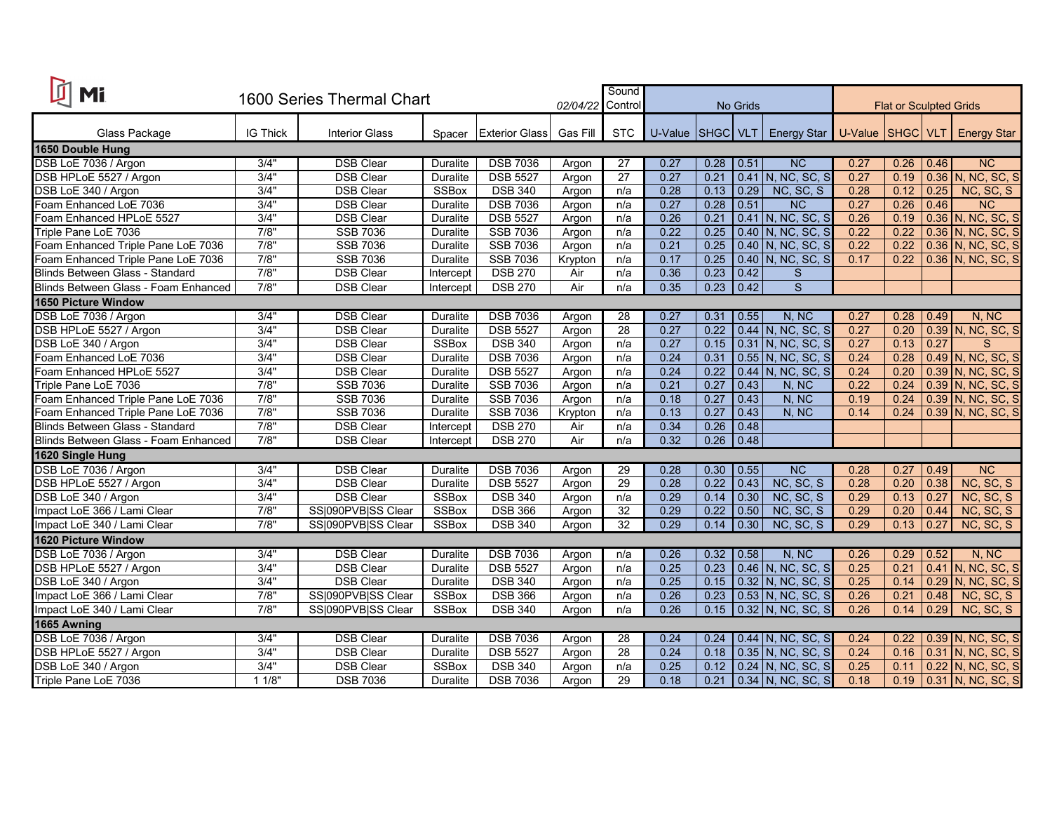# Mi

## 1600 Series Thermal Chart

02/04/22

| Glass Package | IG Thick | Interior Glass | Spacer | Exterior Glass | Gas Fill | Sound Control STC | No Grids U-Value | No Grids SHGC | No Grids VLT | No Grids Energy Star | Flat or Sculpted Grids U-Value | Flat or Sculpted Grids SHGC | Flat or Sculpted Grids VLT | Flat or Sculpted Grids Energy Star |
|---|---|---|---|---|---|---|---|---|---|---|---|---|---|---|
| **1650 Double Hung** | | | | | | | | | | | | | | |
| DSB LoE 7036 / Argon | 3/4" | DSB Clear | Duralite | DSB 7036 | Argon | 27 | 0.27 | 0.28 | 0.51 | NC | 0.27 | 0.26 | 0.46 | NC |
| DSB HPLoE 5527 / Argon | 3/4" | DSB Clear | Duralite | DSB 5527 | Argon | 27 | 0.27 | 0.21 | 0.41 | N, NC, SC, S | 0.27 | 0.19 | 0.36 | N, NC, SC, S |
| DSB LoE 340 / Argon | 3/4" | DSB Clear | SSBox | DSB 340 | Argon | n/a | 0.28 | 0.13 | 0.29 | NC, SC, S | 0.28 | 0.12 | 0.25 | NC, SC, S |
| Foam Enhanced LoE 7036 | 3/4" | DSB Clear | Duralite | DSB 7036 | Argon | n/a | 0.27 | 0.28 | 0.51 | NC | 0.27 | 0.26 | 0.46 | NC |
| Foam Enhanced HPLoE 5527 | 3/4" | DSB Clear | Duralite | DSB 5527 | Argon | n/a | 0.26 | 0.21 | 0.41 | N, NC, SC, S | 0.26 | 0.19 | 0.36 | N, NC, SC, S |
| Triple Pane LoE 7036 | 7/8" | SSB 7036 | Duralite | SSB 7036 | Argon | n/a | 0.22 | 0.25 | 0.40 | N, NC, SC, S | 0.22 | 0.22 | 0.36 | N, NC, SC, S |
| Foam Enhanced Triple Pane LoE 7036 | 7/8" | SSB 7036 | Duralite | SSB 7036 | Argon | n/a | 0.21 | 0.25 | 0.40 | N, NC, SC, S | 0.22 | 0.22 | 0.36 | N, NC, SC, S |
| Foam Enhanced Triple Pane LoE 7036 | 7/8" | SSB 7036 | Duralite | SSB 7036 | Krypton | n/a | 0.17 | 0.25 | 0.40 | N, NC, SC, S | 0.17 | 0.22 | 0.36 | N, NC, SC, S |
| Blinds Between Glass - Standard | 7/8" | DSB Clear | Intercept | DSB 270 | Air | n/a | 0.36 | 0.23 | 0.42 | S | | | | |
| Blinds Between Glass - Foam Enhanced | 7/8" | DSB Clear | Intercept | DSB 270 | Air | n/a | 0.35 | 0.23 | 0.42 | S | | | | |
| **1650 Picture Window** | | | | | | | | | | | | | | |
| DSB LoE 7036 / Argon | 3/4" | DSB Clear | Duralite | DSB 7036 | Argon | 28 | 0.27 | 0.31 | 0.55 | N, NC | 0.27 | 0.28 | 0.49 | N, NC |
| DSB HPLoE 5527 / Argon | 3/4" | DSB Clear | Duralite | DSB 5527 | Argon | 28 | 0.27 | 0.22 | 0.44 | N, NC, SC, S | 0.27 | 0.20 | 0.39 | N, NC, SC, S |
| DSB LoE 340 / Argon | 3/4" | DSB Clear | SSBox | DSB 340 | Argon | n/a | 0.27 | 0.15 | 0.31 | N, NC, SC, S | 0.27 | 0.13 | 0.27 | S |
| Foam Enhanced LoE 7036 | 3/4" | DSB Clear | Duralite | DSB 7036 | Argon | n/a | 0.24 | 0.31 | 0.55 | N, NC, SC, S | 0.24 | 0.28 | 0.49 | N, NC, SC, S |
| Foam Enhanced HPLoE 5527 | 3/4" | DSB Clear | Duralite | DSB 5527 | Argon | n/a | 0.24 | 0.22 | 0.44 | N, NC, SC, S | 0.24 | 0.20 | 0.39 | N, NC, SC, S |
| Triple Pane LoE 7036 | 7/8" | SSB 7036 | Duralite | SSB 7036 | Argon | n/a | 0.21 | 0.27 | 0.43 | N, NC | 0.22 | 0.24 | 0.39 | N, NC, SC, S |
| Foam Enhanced Triple Pane LoE 7036 | 7/8" | SSB 7036 | Duralite | SSB 7036 | Argon | n/a | 0.18 | 0.27 | 0.43 | N, NC | 0.19 | 0.24 | 0.39 | N, NC, SC, S |
| Foam Enhanced Triple Pane LoE 7036 | 7/8" | SSB 7036 | Duralite | SSB 7036 | Krypton | n/a | 0.13 | 0.27 | 0.43 | N, NC | 0.14 | 0.24 | 0.39 | N, NC, SC, S |
| Blinds Between Glass - Standard | 7/8" | DSB Clear | Intercept | DSB 270 | Air | n/a | 0.34 | 0.26 | 0.48 | | | | | |
| Blinds Between Glass - Foam Enhanced | 7/8" | DSB Clear | Intercept | DSB 270 | Air | n/a | 0.32 | 0.26 | 0.48 | | | | | |
| **1620 Single Hung** | | | | | | | | | | | | | | |
| DSB LoE 7036 / Argon | 3/4" | DSB Clear | Duralite | DSB 7036 | Argon | 29 | 0.28 | 0.30 | 0.55 | NC | 0.28 | 0.27 | 0.49 | NC |
| DSB HPLoE 5527 / Argon | 3/4" | DSB Clear | Duralite | DSB 5527 | Argon | 29 | 0.28 | 0.22 | 0.43 | NC, SC, S | 0.28 | 0.20 | 0.38 | NC, SC, S |
| DSB LoE 340 / Argon | 3/4" | DSB Clear | SSBox | DSB 340 | Argon | n/a | 0.29 | 0.14 | 0.30 | NC, SC, S | 0.29 | 0.13 | 0.27 | NC, SC, S |
| Impact LoE 366 / Lami Clear | 7/8" | SS\|090PVB\|SS Clear | SSBox | DSB 366 | Argon | 32 | 0.29 | 0.22 | 0.50 | NC, SC, S | 0.29 | 0.20 | 0.44 | NC, SC, S |
| Impact LoE 340 / Lami Clear | 7/8" | SS\|090PVB\|SS Clear | SSBox | DSB 340 | Argon | 32 | 0.29 | 0.14 | 0.30 | NC, SC, S | 0.29 | 0.13 | 0.27 | NC, SC, S |
| **1620 Picture Window** | | | | | | | | | | | | | | |
| DSB LoE 7036 / Argon | 3/4" | DSB Clear | Duralite | DSB 7036 | Argon | n/a | 0.26 | 0.32 | 0.58 | N, NC | 0.26 | 0.29 | 0.52 | N, NC |
| DSB HPLoE 5527 / Argon | 3/4" | DSB Clear | Duralite | DSB 5527 | Argon | n/a | 0.25 | 0.23 | 0.46 | N, NC, SC, S | 0.25 | 0.21 | 0.41 | N, NC, SC, S |
| DSB LoE 340 / Argon | 3/4" | DSB Clear | Duralite | DSB 340 | Argon | n/a | 0.25 | 0.15 | 0.32 | N, NC, SC, S | 0.25 | 0.14 | 0.29 | N, NC, SC, S |
| Impact LoE 366 / Lami Clear | 7/8" | SS\|090PVB\|SS Clear | SSBox | DSB 366 | Argon | n/a | 0.26 | 0.23 | 0.53 | N, NC, SC, S | 0.26 | 0.21 | 0.48 | NC, SC, S |
| Impact LoE 340 / Lami Clear | 7/8" | SS\|090PVB\|SS Clear | SSBox | DSB 340 | Argon | n/a | 0.26 | 0.15 | 0.32 | N, NC, SC, S | 0.26 | 0.14 | 0.29 | NC, SC, S |
| **1665 Awning** | | | | | | | | | | | | | | |
| DSB LoE 7036 / Argon | 3/4" | DSB Clear | Duralite | DSB 7036 | Argon | 28 | 0.24 | 0.24 | 0.44 | N, NC, SC, S | 0.24 | 0.22 | 0.39 | N, NC, SC, S |
| DSB HPLoE 5527 / Argon | 3/4" | DSB Clear | Duralite | DSB 5527 | Argon | 28 | 0.24 | 0.18 | 0.35 | N, NC, SC, S | 0.24 | 0.16 | 0.31 | N, NC, SC, S |
| DSB LoE 340 / Argon | 3/4" | DSB Clear | SSBox | DSB 340 | Argon | n/a | 0.25 | 0.12 | 0.24 | N, NC, SC, S | 0.25 | 0.11 | 0.22 | N, NC, SC, S |
| Triple Pane LoE 7036 | 1 1/8" | DSB 7036 | Duralite | DSB 7036 | Argon | 29 | 0.18 | 0.21 | 0.34 | N, NC, SC, S | 0.18 | 0.19 | 0.31 | N, NC, SC, S |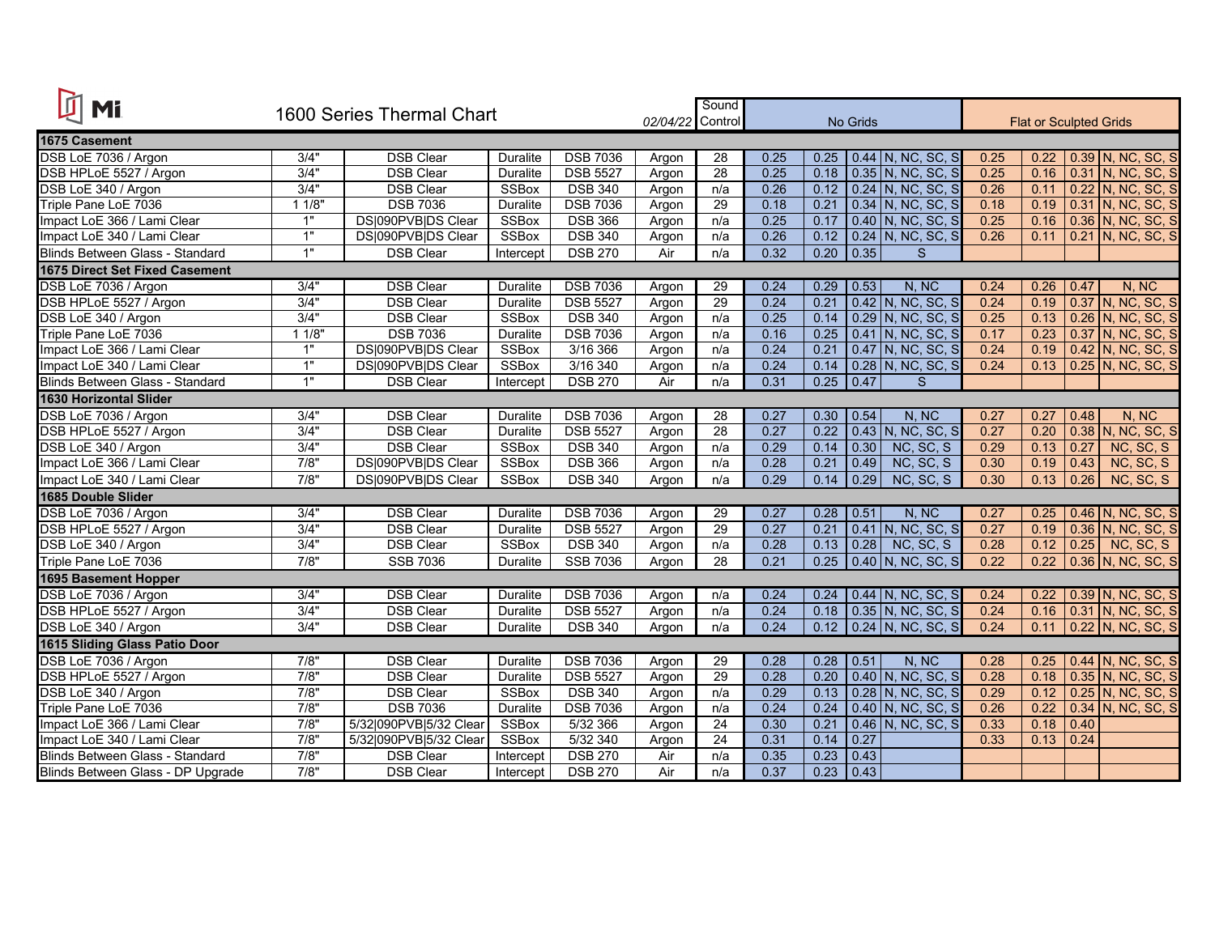# 1600 Series Thermal Chart

02/04/22

| | | | | | | Sound Control | No Grids | | | | Flat or Sculpted Grids | | | |
|---|---|---|---|---|---|---|---|---|---|---|---|---|---|---|
| **1675 Casement** | | | | | | | | | | | | | | |
| DSB LoE 7036 / Argon | 3/4" | DSB Clear | Duralite | DSB 7036 | Argon | 28 | 0.25 | 0.25 | 0.44 | N, NC, SC, S | 0.25 | 0.22 | 0.39 | N, NC, SC, S |
| DSB HPLoE 5527 / Argon | 3/4" | DSB Clear | Duralite | DSB 5527 | Argon | 28 | 0.25 | 0.18 | 0.35 | N, NC, SC, S | 0.25 | 0.16 | 0.31 | N, NC, SC, S |
| DSB LoE 340 / Argon | 3/4" | DSB Clear | SSBox | DSB 340 | Argon | n/a | 0.26 | 0.12 | 0.24 | N, NC, SC, S | 0.26 | 0.11 | 0.22 | N, NC, SC, S |
| Triple Pane LoE 7036 | 1 1/8" | DSB 7036 | Duralite | DSB 7036 | Argon | 29 | 0.18 | 0.21 | 0.34 | N, NC, SC, S | 0.18 | 0.19 | 0.31 | N, NC, SC, S |
| Impact LoE 366 / Lami Clear | 1" | DS\|090PVB\|DS Clear | SSBox | DSB 366 | Argon | n/a | 0.25 | 0.17 | 0.40 | N, NC, SC, S | 0.25 | 0.16 | 0.36 | N, NC, SC, S |
| Impact LoE 340 / Lami Clear | 1" | DS\|090PVB\|DS Clear | SSBox | DSB 340 | Argon | n/a | 0.26 | 0.12 | 0.24 | N, NC, SC, S | 0.26 | 0.11 | 0.21 | N, NC, SC, S |
| Blinds Between Glass - Standard | 1" | DSB Clear | Intercept | DSB 270 | Air | n/a | 0.32 | 0.20 | 0.35 | S | | | | |
| **1675 Direct Set Fixed Casement** | | | | | | | | | | | | | | |
| DSB LoE 7036 / Argon | 3/4" | DSB Clear | Duralite | DSB 7036 | Argon | 29 | 0.24 | 0.29 | 0.53 | N, NC | 0.24 | 0.26 | 0.47 | N, NC |
| DSB HPLoE 5527 / Argon | 3/4" | DSB Clear | Duralite | DSB 5527 | Argon | 29 | 0.24 | 0.21 | 0.42 | N, NC, SC, S | 0.24 | 0.19 | 0.37 | N, NC, SC, S |
| DSB LoE 340 / Argon | 3/4" | DSB Clear | SSBox | DSB 340 | Argon | n/a | 0.25 | 0.14 | 0.29 | N, NC, SC, S | 0.25 | 0.13 | 0.26 | N, NC, SC, S |
| Triple Pane LoE 7036 | 1 1/8" | DSB 7036 | Duralite | DSB 7036 | Argon | n/a | 0.16 | 0.25 | 0.41 | N, NC, SC, S | 0.17 | 0.23 | 0.37 | N, NC, SC, S |
| Impact LoE 366 / Lami Clear | 1" | DS\|090PVB\|DS Clear | SSBox | 3/16 366 | Argon | n/a | 0.24 | 0.21 | 0.47 | N, NC, SC, S | 0.24 | 0.19 | 0.42 | N, NC, SC, S |
| Impact LoE 340 / Lami Clear | 1" | DS\|090PVB\|DS Clear | SSBox | 3/16 340 | Argon | n/a | 0.24 | 0.14 | 0.28 | N, NC, SC, S | 0.24 | 0.13 | 0.25 | N, NC, SC, S |
| Blinds Between Glass - Standard | 1" | DSB Clear | Intercept | DSB 270 | Air | n/a | 0.31 | 0.25 | 0.47 | S | | | | |
| **1630 Horizontal Slider** | | | | | | | | | | | | | | |
| DSB LoE 7036 / Argon | 3/4" | DSB Clear | Duralite | DSB 7036 | Argon | 28 | 0.27 | 0.30 | 0.54 | N, NC | 0.27 | 0.27 | 0.48 | N, NC |
| DSB HPLoE 5527 / Argon | 3/4" | DSB Clear | Duralite | DSB 5527 | Argon | 28 | 0.27 | 0.22 | 0.43 | N, NC, SC, S | 0.27 | 0.20 | 0.38 | N, NC, SC, S |
| DSB LoE 340 / Argon | 3/4" | DSB Clear | SSBox | DSB 340 | Argon | n/a | 0.29 | 0.14 | 0.30 | NC, SC, S | 0.29 | 0.13 | 0.27 | NC, SC, S |
| Impact LoE 366 / Lami Clear | 7/8" | DS\|090PVB\|DS Clear | SSBox | DSB 366 | Argon | n/a | 0.28 | 0.21 | 0.49 | NC, SC, S | 0.30 | 0.19 | 0.43 | NC, SC, S |
| Impact LoE 340 / Lami Clear | 7/8" | DS\|090PVB\|DS Clear | SSBox | DSB 340 | Argon | n/a | 0.29 | 0.14 | 0.29 | NC, SC, S | 0.30 | 0.13 | 0.26 | NC, SC, S |
| **1685 Double Slider** | | | | | | | | | | | | | | |
| DSB LoE 7036 / Argon | 3/4" | DSB Clear | Duralite | DSB 7036 | Argon | 29 | 0.27 | 0.28 | 0.51 | N, NC | 0.27 | 0.25 | 0.46 | N, NC, SC, S |
| DSB HPLoE 5527 / Argon | 3/4" | DSB Clear | Duralite | DSB 5527 | Argon | 29 | 0.27 | 0.21 | 0.41 | N, NC, SC, S | 0.27 | 0.19 | 0.36 | N, NC, SC, S |
| DSB LoE 340 / Argon | 3/4" | DSB Clear | SSBox | DSB 340 | Argon | n/a | 0.28 | 0.13 | 0.28 | NC, SC, S | 0.28 | 0.12 | 0.25 | NC, SC, S |
| Triple Pane LoE 7036 | 7/8" | SSB 7036 | Duralite | SSB 7036 | Argon | 28 | 0.21 | 0.25 | 0.40 | N, NC, SC, S | 0.22 | 0.22 | 0.36 | N, NC, SC, S |
| **1695 Basement Hopper** | | | | | | | | | | | | | | |
| DSB LoE 7036 / Argon | 3/4" | DSB Clear | Duralite | DSB 7036 | Argon | n/a | 0.24 | 0.24 | 0.44 | N, NC, SC, S | 0.24 | 0.22 | 0.39 | N, NC, SC, S |
| DSB HPLoE 5527 / Argon | 3/4" | DSB Clear | Duralite | DSB 5527 | Argon | n/a | 0.24 | 0.18 | 0.35 | N, NC, SC, S | 0.24 | 0.16 | 0.31 | N, NC, SC, S |
| DSB LoE 340 / Argon | 3/4" | DSB Clear | Duralite | DSB 340 | Argon | n/a | 0.24 | 0.12 | 0.24 | N, NC, SC, S | 0.24 | 0.11 | 0.22 | N, NC, SC, S |
| **1615 Sliding Glass Patio Door** | | | | | | | | | | | | | | |
| DSB LoE 7036 / Argon | 7/8" | DSB Clear | Duralite | DSB 7036 | Argon | 29 | 0.28 | 0.28 | 0.51 | N, NC | 0.28 | 0.25 | 0.44 | N, NC, SC, S |
| DSB HPLoE 5527 / Argon | 7/8" | DSB Clear | Duralite | DSB 5527 | Argon | 29 | 0.28 | 0.20 | 0.40 | N, NC, SC, S | 0.28 | 0.18 | 0.35 | N, NC, SC, S |
| DSB LoE 340 / Argon | 7/8" | DSB Clear | SSBox | DSB 340 | Argon | n/a | 0.29 | 0.13 | 0.28 | N, NC, SC, S | 0.29 | 0.12 | 0.25 | N, NC, SC, S |
| Triple Pane LoE 7036 | 7/8" | DSB 7036 | Duralite | DSB 7036 | Argon | n/a | 0.24 | 0.24 | 0.40 | N, NC, SC, S | 0.26 | 0.22 | 0.34 | N, NC, SC, S |
| Impact LoE 366 / Lami Clear | 7/8" | 5/32\|090PVB\|5/32 Clear | SSBox | 5/32 366 | Argon | 24 | 0.30 | 0.21 | 0.46 | N, NC, SC, S | 0.33 | 0.18 | 0.40 | |
| Impact LoE 340 / Lami Clear | 7/8" | 5/32\|090PVB\|5/32 Clear | SSBox | 5/32 340 | Argon | 24 | 0.31 | 0.14 | 0.27 | | 0.33 | 0.13 | 0.24 | |
| Blinds Between Glass - Standard | 7/8" | DSB Clear | Intercept | DSB 270 | Air | n/a | 0.35 | 0.23 | 0.43 | | | | | |
| Blinds Between Glass - DP Upgrade | 7/8" | DSB Clear | Intercept | DSB 270 | Air | n/a | 0.37 | 0.23 | 0.43 | | | | | |